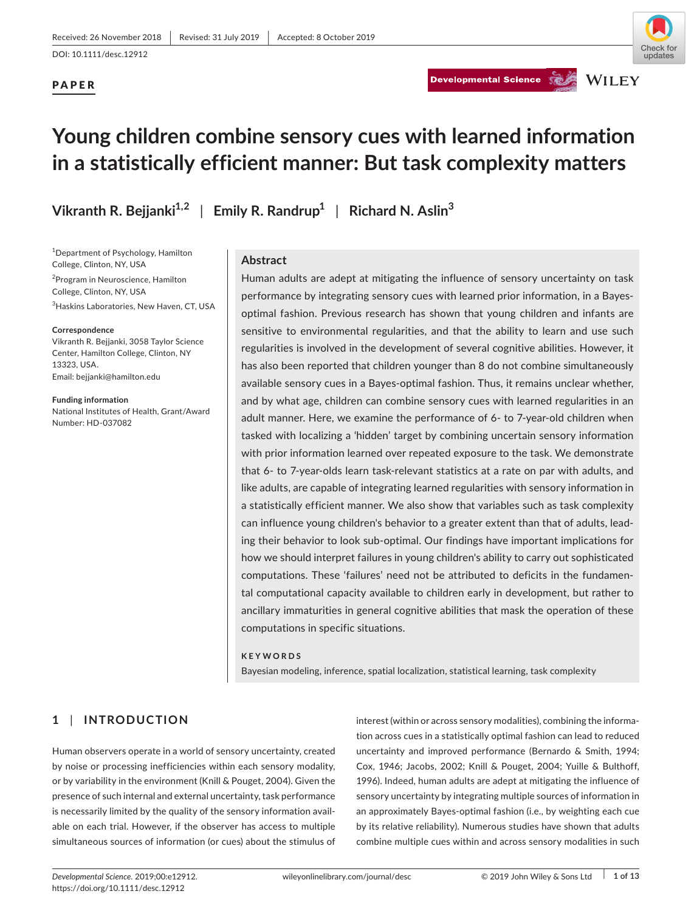Received: 26 November 2018 | Revised: 31 July 2019 | Accepted: 8 October 2019

DOI: 10.1111/desc.12912

**PAPER**

# Young children combine sensory cues with learned information in a statistically efficient manner: But task complexity matters

**Vikranth R. Bejjanki[1,2] | Emily R. Randrup[1] | Richard N. Aslin[3]**

[1]Department of Psychology, Hamilton College, Clinton, NY, USA

[2]Program in Neuroscience, Hamilton College, Clinton, NY, USA

[3]Haskins Laboratories, New Haven, CT, USA

**Correspondence**
Vikranth R. Bejjanki, 3058 Taylor Science Center, Hamilton College, Clinton, NY 13323, USA.
Email: bejjanki@hamilton.edu

**Funding information**
National Institutes of Health, Grant/Award Number: HD-037082

## Abstract

Human adults are adept at mitigating the influence of sensory uncertainty on task performance by integrating sensory cues with learned prior information, in a Bayes-optimal fashion. Previous research has shown that young children and infants are sensitive to environmental regularities, and that the ability to learn and use such regularities is involved in the development of several cognitive abilities. However, it has also been reported that children younger than 8 do not combine simultaneously available sensory cues in a Bayes-optimal fashion. Thus, it remains unclear whether, and by what age, children can combine sensory cues with learned regularities in an adult manner. Here, we examine the performance of 6- to 7-year-old children when tasked with localizing a 'hidden' target by combining uncertain sensory information with prior information learned over repeated exposure to the task. We demonstrate that 6- to 7-year-olds learn task-relevant statistics at a rate on par with adults, and like adults, are capable of integrating learned regularities with sensory information in a statistically efficient manner. We also show that variables such as task complexity can influence young children's behavior to a greater extent than that of adults, leading their behavior to look sub-optimal. Our findings have important implications for how we should interpret failures in young children's ability to carry out sophisticated computations. These 'failures' need not be attributed to deficits in the fundamental computational capacity available to children early in development, but rather to ancillary immaturities in general cognitive abilities that mask the operation of these computations in specific situations.

**KEYWORDS**

Bayesian modeling, inference, spatial localization, statistical learning, task complexity

## 1 | INTRODUCTION

Human observers operate in a world of sensory uncertainty, created by noise or processing inefficiencies within each sensory modality, or by variability in the environment (Knill & Pouget, 2004). Given the presence of such internal and external uncertainty, task performance is necessarily limited by the quality of the sensory information available on each trial. However, if the observer has access to multiple simultaneous sources of information (or cues) about the stimulus of interest (within or across sensory modalities), combining the information across cues in a statistically optimal fashion can lead to reduced uncertainty and improved performance (Bernardo & Smith, 1994; Cox, 1946; Jacobs, 2002; Knill & Pouget, 2004; Yuille & Bulthoff, 1996). Indeed, human adults are adept at mitigating the influence of sensory uncertainty by integrating multiple sources of information in an approximately Bayes-optimal fashion (i.e., by weighting each cue by its relative reliability). Numerous studies have shown that adults combine multiple cues within and across sensory modalities in such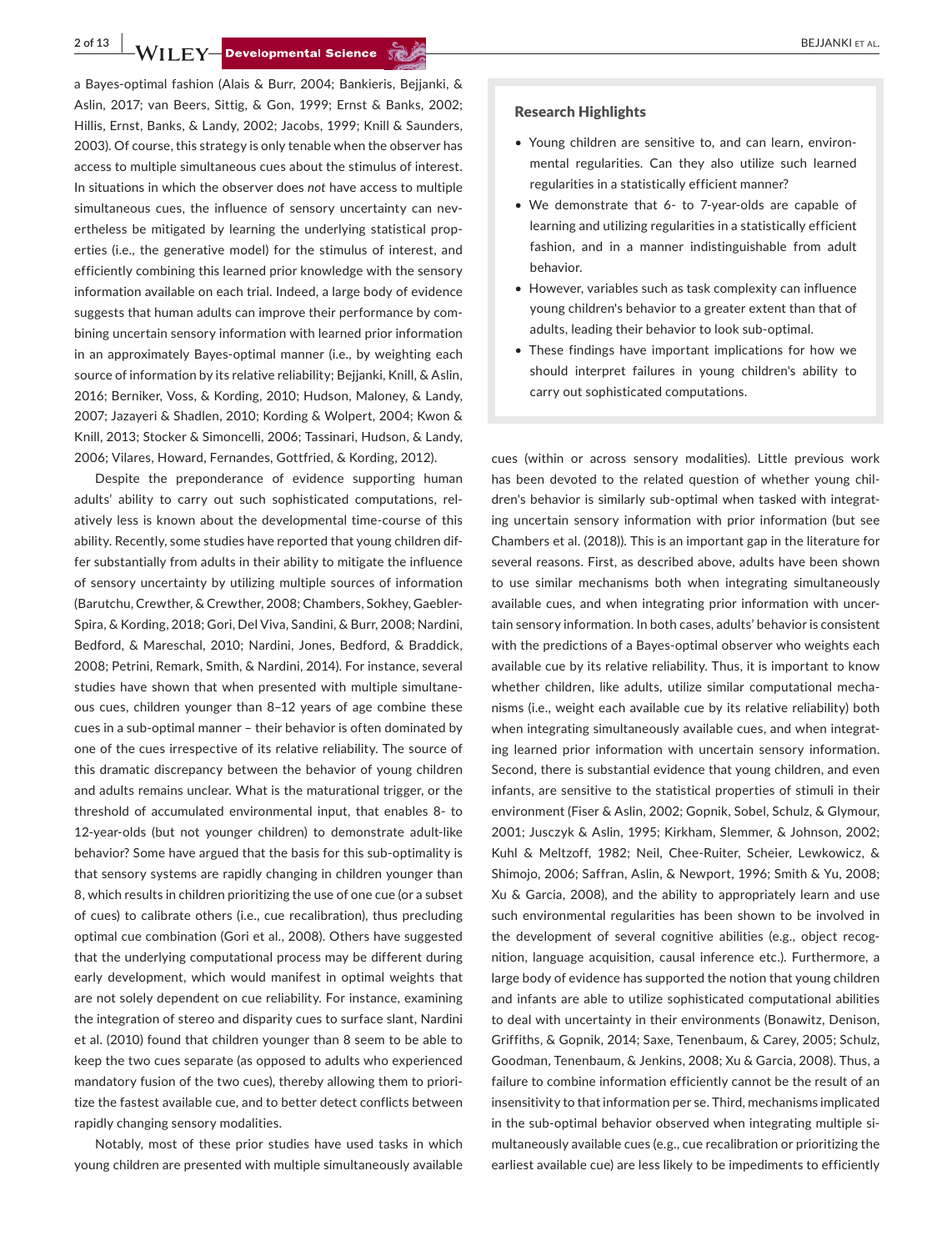a Bayes-optimal fashion (Alais & Burr, 2004; Bankieris, Bejjanki, & Aslin, 2017; van Beers, Sittig, & Gon, 1999; Ernst & Banks, 2002; Hillis, Ernst, Banks, & Landy, 2002; Jacobs, 1999; Knill & Saunders, 2003). Of course, this strategy is only tenable when the observer has access to multiple simultaneous cues about the stimulus of interest. In situations in which the observer does *not* have access to multiple simultaneous cues, the influence of sensory uncertainty can nevertheless be mitigated by learning the underlying statistical properties (i.e., the generative model) for the stimulus of interest, and efficiently combining this learned prior knowledge with the sensory information available on each trial. Indeed, a large body of evidence suggests that human adults can improve their performance by combining uncertain sensory information with learned prior information in an approximately Bayes-optimal manner (i.e., by weighting each source of information by its relative reliability; Bejjanki, Knill, & Aslin, 2016; Berniker, Voss, & Kording, 2010; Hudson, Maloney, & Landy, 2007; Jazayeri & Shadlen, 2010; Kording & Wolpert, 2004; Kwon & Knill, 2013; Stocker & Simoncelli, 2006; Tassinari, Hudson, & Landy, 2006; Vilares, Howard, Fernandes, Gottfried, & Kording, 2012).

Despite the preponderance of evidence supporting human adults' ability to carry out such sophisticated computations, relatively less is known about the developmental time-course of this ability. Recently, some studies have reported that young children differ substantially from adults in their ability to mitigate the influence of sensory uncertainty by utilizing multiple sources of information (Barutchu, Crewther, & Crewther, 2008; Chambers, Sokhey, Gaebler-Spira, & Kording, 2018; Gori, Del Viva, Sandini, & Burr, 2008; Nardini, Bedford, & Mareschal, 2010; Nardini, Jones, Bedford, & Braddick, 2008; Petrini, Remark, Smith, & Nardini, 2014). For instance, several studies have shown that when presented with multiple simultaneous cues, children younger than 8–12 years of age combine these cues in a sub-optimal manner – their behavior is often dominated by one of the cues irrespective of its relative reliability. The source of this dramatic discrepancy between the behavior of young children and adults remains unclear. What is the maturational trigger, or the threshold of accumulated environmental input, that enables 8- to 12-year-olds (but not younger children) to demonstrate adult-like behavior? Some have argued that the basis for this sub-optimality is that sensory systems are rapidly changing in children younger than 8, which results in children prioritizing the use of one cue (or a subset of cues) to calibrate others (i.e., cue recalibration), thus precluding optimal cue combination (Gori et al., 2008). Others have suggested that the underlying computational process may be different during early development, which would manifest in optimal weights that are not solely dependent on cue reliability. For instance, examining the integration of stereo and disparity cues to surface slant, Nardini et al. (2010) found that children younger than 8 seem to be able to keep the two cues separate (as opposed to adults who experienced mandatory fusion of the two cues), thereby allowing them to prioritize the fastest available cue, and to better detect conflicts between rapidly changing sensory modalities.

Notably, most of these prior studies have used tasks in which young children are presented with multiple simultaneously available cues (within or across sensory modalities). Little previous work has been devoted to the related question of whether young children's behavior is similarly sub-optimal when tasked with integrating uncertain sensory information with prior information (but see Chambers et al. (2018)). This is an important gap in the literature for several reasons. First, as described above, adults have been shown to use similar mechanisms both when integrating simultaneously available cues, and when integrating prior information with uncertain sensory information. In both cases, adults' behavior is consistent with the predictions of a Bayes-optimal observer who weights each available cue by its relative reliability. Thus, it is important to know whether children, like adults, utilize similar computational mechanisms (i.e., weight each available cue by its relative reliability) both when integrating simultaneously available cues, and when integrating learned prior information with uncertain sensory information. Second, there is substantial evidence that young children, and even infants, are sensitive to the statistical properties of stimuli in their environment (Fiser & Aslin, 2002; Gopnik, Sobel, Schulz, & Glymour, 2001; Jusczyk & Aslin, 1995; Kirkham, Slemmer, & Johnson, 2002; Kuhl & Meltzoff, 1982; Neil, Chee-Ruiter, Scheier, Lewkowicz, & Shimojo, 2006; Saffran, Aslin, & Newport, 1996; Smith & Yu, 2008; Xu & Garcia, 2008), and the ability to appropriately learn and use such environmental regularities has been shown to be involved in the development of several cognitive abilities (e.g., object recognition, language acquisition, causal inference etc.). Furthermore, a large body of evidence has supported the notion that young children and infants are able to utilize sophisticated computational abilities to deal with uncertainty in their environments (Bonawitz, Denison, Griffiths, & Gopnik, 2014; Saxe, Tenenbaum, & Carey, 2005; Schulz, Goodman, Tenenbaum, & Jenkins, 2008; Xu & Garcia, 2008). Thus, a failure to combine information efficiently cannot be the result of an insensitivity to that information per se. Third, mechanisms implicated in the sub-optimal behavior observed when integrating multiple simultaneously available cues (e.g., cue recalibration or prioritizing the earliest available cue) are less likely to be impediments to efficiently

### Research Highlights

- Young children are sensitive to, and can learn, environmental regularities. Can they also utilize such learned regularities in a statistically efficient manner?
- We demonstrate that 6- to 7-year-olds are capable of learning and utilizing regularities in a statistically efficient fashion, and in a manner indistinguishable from adult behavior.
- However, variables such as task complexity can influence young children's behavior to a greater extent than that of adults, leading their behavior to look sub-optimal.
- These findings have important implications for how we should interpret failures in young children's ability to carry out sophisticated computations.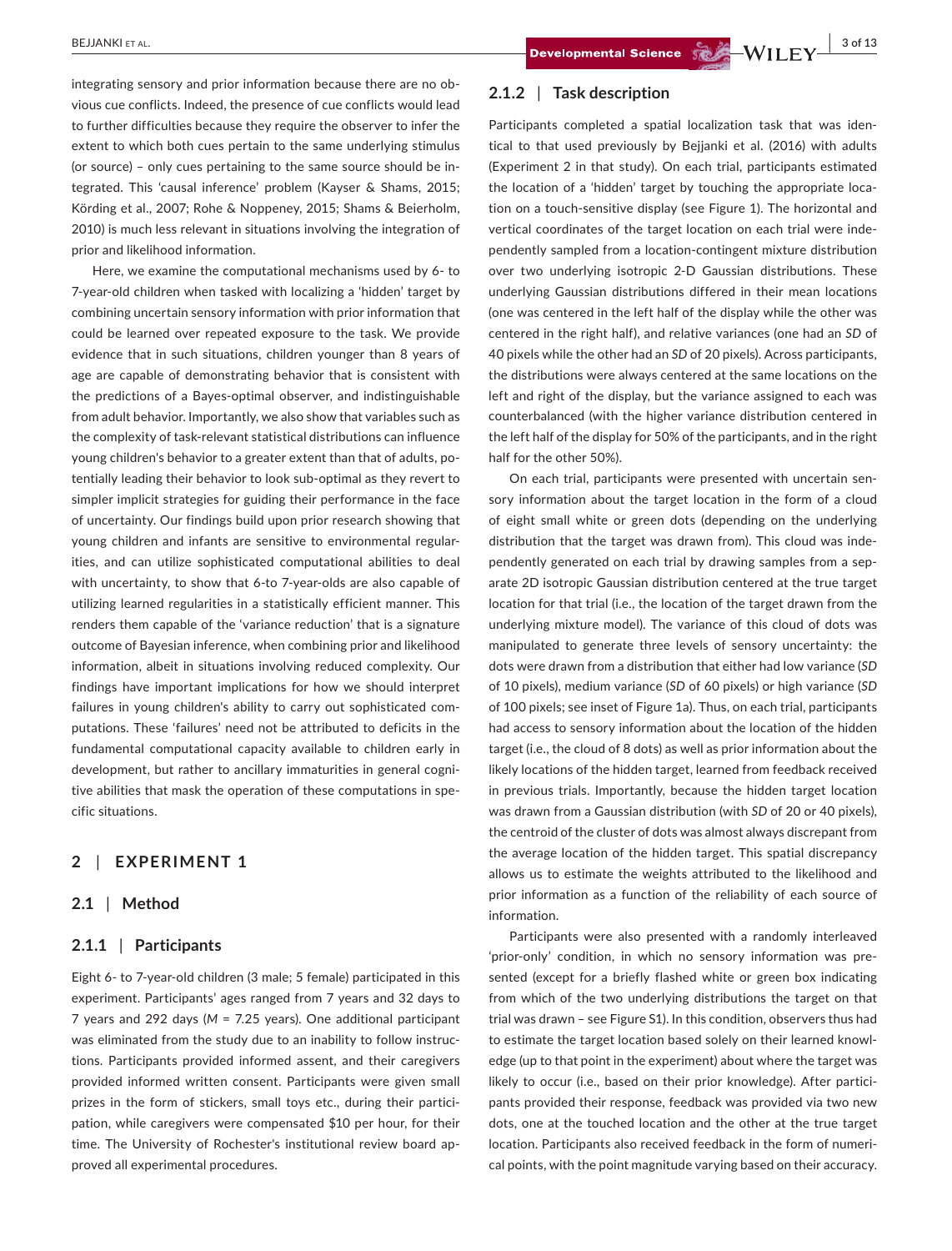integrating sensory and prior information because there are no obvious cue conflicts. Indeed, the presence of cue conflicts would lead to further difficulties because they require the observer to infer the extent to which both cues pertain to the same underlying stimulus (or source) – only cues pertaining to the same source should be integrated. This 'causal inference' problem (Kayser & Shams, 2015; Körding et al., 2007; Rohe & Noppeney, 2015; Shams & Beierholm, 2010) is much less relevant in situations involving the integration of prior and likelihood information.

Here, we examine the computational mechanisms used by 6- to 7-year-old children when tasked with localizing a 'hidden' target by combining uncertain sensory information with prior information that could be learned over repeated exposure to the task. We provide evidence that in such situations, children younger than 8 years of age are capable of demonstrating behavior that is consistent with the predictions of a Bayes-optimal observer, and indistinguishable from adult behavior. Importantly, we also show that variables such as the complexity of task-relevant statistical distributions can influence young children's behavior to a greater extent than that of adults, potentially leading their behavior to look sub-optimal as they revert to simpler implicit strategies for guiding their performance in the face of uncertainty. Our findings build upon prior research showing that young children and infants are sensitive to environmental regularities, and can utilize sophisticated computational abilities to deal with uncertainty, to show that 6-to 7-year-olds are also capable of utilizing learned regularities in a statistically efficient manner. This renders them capable of the 'variance reduction' that is a signature outcome of Bayesian inference, when combining prior and likelihood information, albeit in situations involving reduced complexity. Our findings have important implications for how we should interpret failures in young children's ability to carry out sophisticated computations. These 'failures' need not be attributed to deficits in the fundamental computational capacity available to children early in development, but rather to ancillary immaturities in general cognitive abilities that mask the operation of these computations in specific situations.

## 2 | EXPERIMENT 1

### 2.1 | Method

#### 2.1.1 | Participants

Eight 6- to 7-year-old children (3 male; 5 female) participated in this experiment. Participants' ages ranged from 7 years and 32 days to 7 years and 292 days ($M$ = 7.25 years). One additional participant was eliminated from the study due to an inability to follow instructions. Participants provided informed assent, and their caregivers provided informed written consent. Participants were given small prizes in the form of stickers, small toys etc., during their participation, while caregivers were compensated $10 per hour, for their time. The University of Rochester's institutional review board approved all experimental procedures.

#### 2.1.2 | Task description

Participants completed a spatial localization task that was identical to that used previously by Bejjanki et al. (2016) with adults (Experiment 2 in that study). On each trial, participants estimated the location of a 'hidden' target by touching the appropriate location on a touch-sensitive display (see Figure 1). The horizontal and vertical coordinates of the target location on each trial were independently sampled from a location-contingent mixture distribution over two underlying isotropic 2-D Gaussian distributions. These underlying Gaussian distributions differed in their mean locations (one was centered in the left half of the display while the other was centered in the right half), and relative variances (one had an $SD$ of 40 pixels while the other had an $SD$ of 20 pixels). Across participants, the distributions were always centered at the same locations on the left and right of the display, but the variance assigned to each was counterbalanced (with the higher variance distribution centered in the left half of the display for 50% of the participants, and in the right half for the other 50%).

On each trial, participants were presented with uncertain sensory information about the target location in the form of a cloud of eight small white or green dots (depending on the underlying distribution that the target was drawn from). This cloud was independently generated on each trial by drawing samples from a separate 2D isotropic Gaussian distribution centered at the true target location for that trial (i.e., the location of the target drawn from the underlying mixture model). The variance of this cloud of dots was manipulated to generate three levels of sensory uncertainty: the dots were drawn from a distribution that either had low variance ($SD$ of 10 pixels), medium variance ($SD$ of 60 pixels) or high variance ($SD$ of 100 pixels; see inset of Figure 1a). Thus, on each trial, participants had access to sensory information about the location of the hidden target (i.e., the cloud of 8 dots) as well as prior information about the likely locations of the hidden target, learned from feedback received in previous trials. Importantly, because the hidden target location was drawn from a Gaussian distribution (with $SD$ of 20 or 40 pixels), the centroid of the cluster of dots was almost always discrepant from the average location of the hidden target. This spatial discrepancy allows us to estimate the weights attributed to the likelihood and prior information as a function of the reliability of each source of information.

Participants were also presented with a randomly interleaved 'prior-only' condition, in which no sensory information was presented (except for a briefly flashed white or green box indicating from which of the two underlying distributions the target on that trial was drawn – see Figure S1). In this condition, observers thus had to estimate the target location based solely on their learned knowledge (up to that point in the experiment) about where the target was likely to occur (i.e., based on their prior knowledge). After participants provided their response, feedback was provided via two new dots, one at the touched location and the other at the true target location. Participants also received feedback in the form of numerical points, with the point magnitude varying based on their accuracy.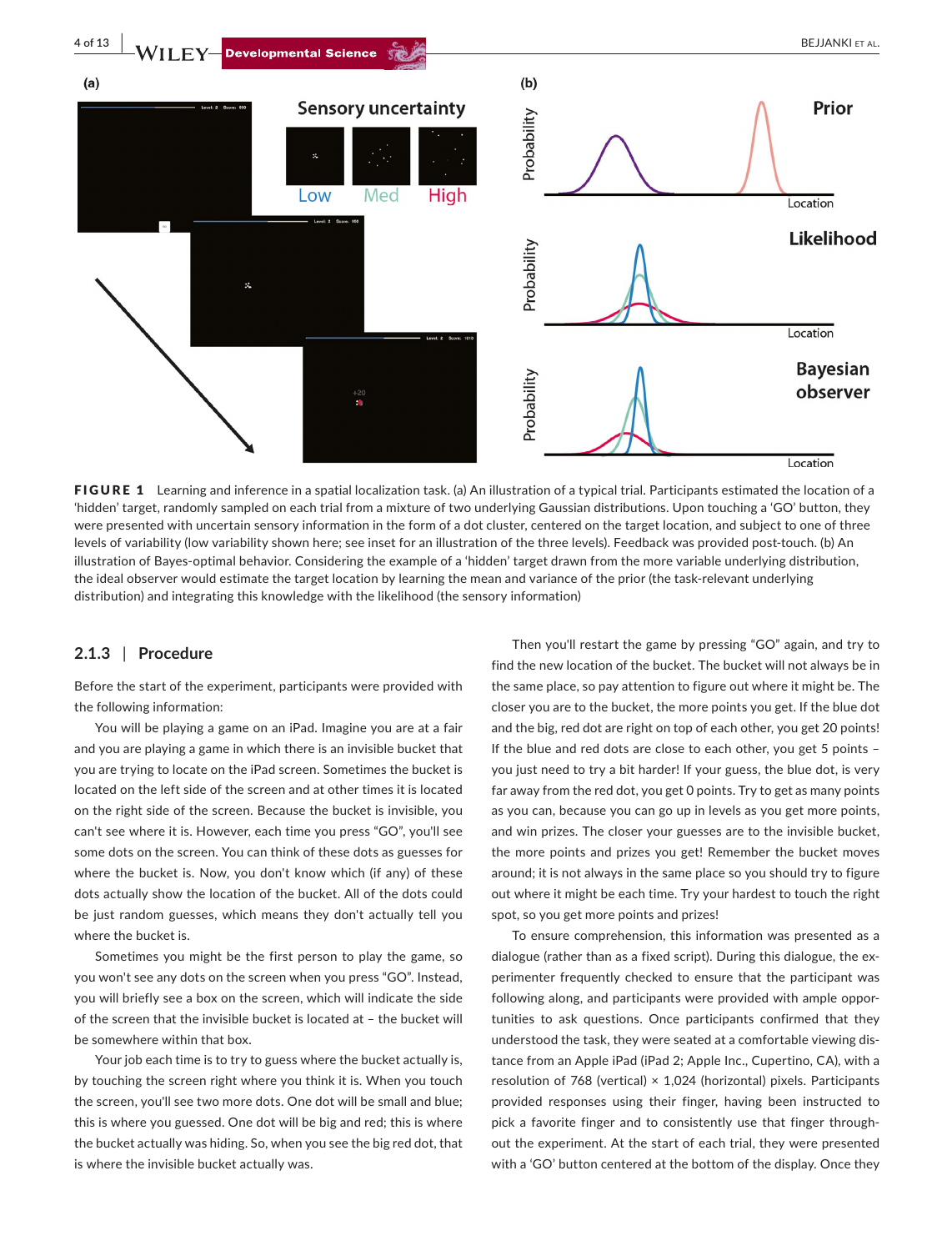**FIGURE 1** Learning and inference in a spatial localization task. (a) An illustration of a typical trial. Participants estimated the location of a 'hidden' target, randomly sampled on each trial from a mixture of two underlying Gaussian distributions. Upon touching a 'GO' button, they were presented with uncertain sensory information in the form of a dot cluster, centered on the target location, and subject to one of three levels of variability (low variability shown here; see inset for an illustration of the three levels). Feedback was provided post-touch. (b) An illustration of Bayes-optimal behavior. Considering the example of a 'hidden' target drawn from the more variable underlying distribution, the ideal observer would estimate the target location by learning the mean and variance of the prior (the task-relevant underlying distribution) and integrating this knowledge with the likelihood (the sensory information)

### 2.1.3 | Procedure

Before the start of the experiment, participants were provided with the following information:

You will be playing a game on an iPad. Imagine you are at a fair and you are playing a game in which there is an invisible bucket that you are trying to locate on the iPad screen. Sometimes the bucket is located on the left side of the screen and at other times it is located on the right side of the screen. Because the bucket is invisible, you can't see where it is. However, each time you press "GO", you'll see some dots on the screen. You can think of these dots as guesses for where the bucket is. Now, you don't know which (if any) of these dots actually show the location of the bucket. All of the dots could be just random guesses, which means they don't actually tell you where the bucket is.

Sometimes you might be the first person to play the game, so you won't see any dots on the screen when you press "GO". Instead, you will briefly see a box on the screen, which will indicate the side of the screen that the invisible bucket is located at – the bucket will be somewhere within that box.

Your job each time is to try to guess where the bucket actually is, by touching the screen right where you think it is. When you touch the screen, you'll see two more dots. One dot will be small and blue; this is where you guessed. One dot will be big and red; this is where the bucket actually was hiding. So, when you see the big red dot, that is where the invisible bucket actually was.

Then you'll restart the game by pressing "GO" again, and try to find the new location of the bucket. The bucket will not always be in the same place, so pay attention to figure out where it might be. The closer you are to the bucket, the more points you get. If the blue dot and the big, red dot are right on top of each other, you get 20 points! If the blue and red dots are close to each other, you get 5 points – you just need to try a bit harder! If your guess, the blue dot, is very far away from the red dot, you get 0 points. Try to get as many points as you can, because you can go up in levels as you get more points, and win prizes. The closer your guesses are to the invisible bucket, the more points and prizes you get! Remember the bucket moves around; it is not always in the same place so you should try to figure out where it might be each time. Try your hardest to touch the right spot, so you get more points and prizes!

To ensure comprehension, this information was presented as a dialogue (rather than as a fixed script). During this dialogue, the experimenter frequently checked to ensure that the participant was following along, and participants were provided with ample opportunities to ask questions. Once participants confirmed that they understood the task, they were seated at a comfortable viewing distance from an Apple iPad (iPad 2; Apple Inc., Cupertino, CA), with a resolution of 768 (vertical) × 1,024 (horizontal) pixels. Participants provided responses using their finger, having been instructed to pick a favorite finger and to consistently use that finger throughout the experiment. At the start of each trial, they were presented with a 'GO' button centered at the bottom of the display. Once they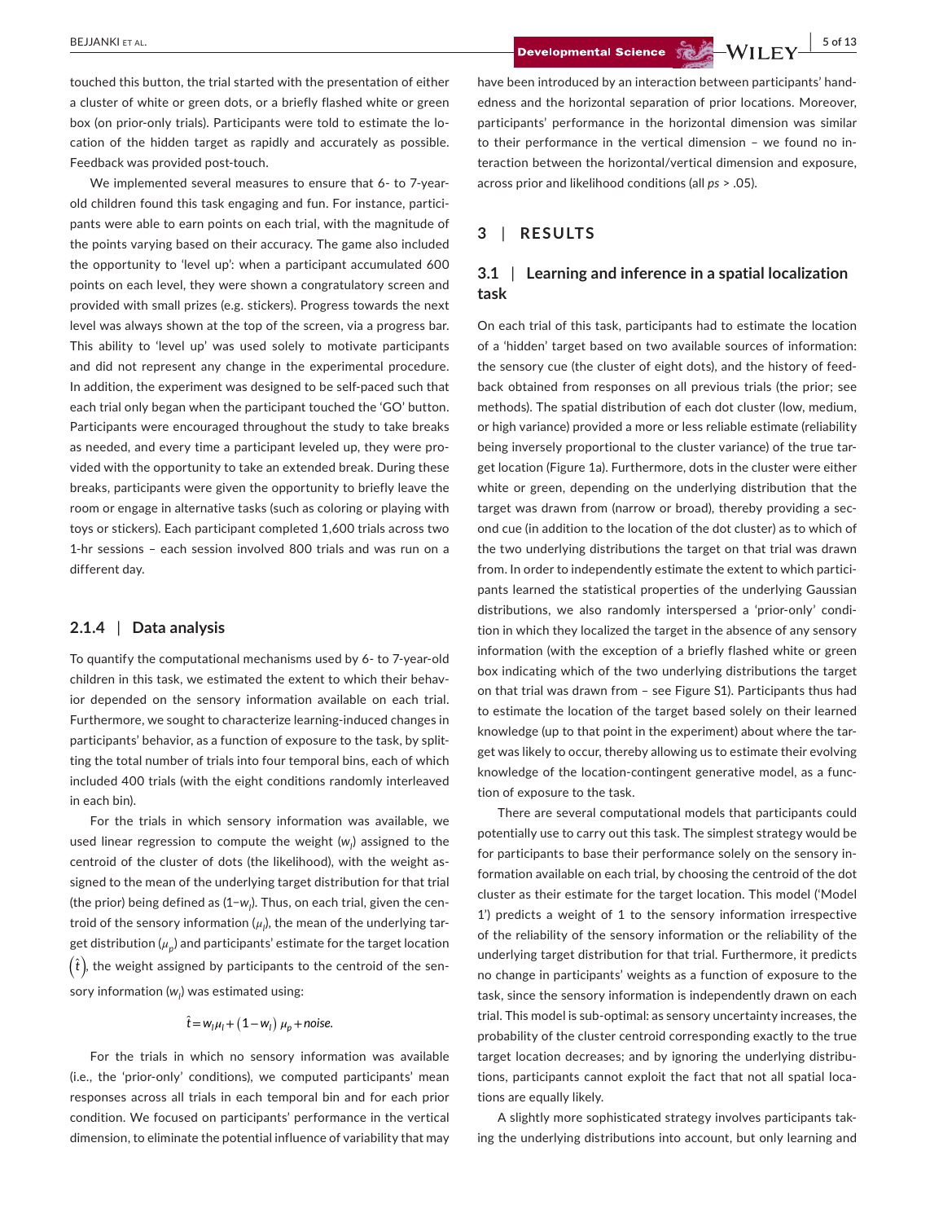touched this button, the trial started with the presentation of either a cluster of white or green dots, or a briefly flashed white or green box (on prior-only trials). Participants were told to estimate the location of the hidden target as rapidly and accurately as possible. Feedback was provided post-touch.

We implemented several measures to ensure that 6- to 7-year-old children found this task engaging and fun. For instance, participants were able to earn points on each trial, with the magnitude of the points varying based on their accuracy. The game also included the opportunity to 'level up': when a participant accumulated 600 points on each level, they were shown a congratulatory screen and provided with small prizes (e.g. stickers). Progress towards the next level was always shown at the top of the screen, via a progress bar. This ability to 'level up' was used solely to motivate participants and did not represent any change in the experimental procedure. In addition, the experiment was designed to be self-paced such that each trial only began when the participant touched the 'GO' button. Participants were encouraged throughout the study to take breaks as needed, and every time a participant leveled up, they were provided with the opportunity to take an extended break. During these breaks, participants were given the opportunity to briefly leave the room or engage in alternative tasks (such as coloring or playing with toys or stickers). Each participant completed 1,600 trials across two 1-hr sessions – each session involved 800 trials and was run on a different day.

### 2.1.4 | Data analysis

To quantify the computational mechanisms used by 6- to 7-year-old children in this task, we estimated the extent to which their behavior depended on the sensory information available on each trial. Furthermore, we sought to characterize learning-induced changes in participants' behavior, as a function of exposure to the task, by splitting the total number of trials into four temporal bins, each of which included 400 trials (with the eight conditions randomly interleaved in each bin).

For the trials in which sensory information was available, we used linear regression to compute the weight ($w_l$) assigned to the centroid of the cluster of dots (the likelihood), with the weight assigned to the mean of the underlying target distribution for that trial (the prior) being defined as ($1-w_l$). Thus, on each trial, given the centroid of the sensory information ($\mu_l$), the mean of the underlying target distribution ($\mu_p$) and participants' estimate for the target location $(\hat{t})$, the weight assigned by participants to the centroid of the sensory information ($w_l$) was estimated using:

$$\hat{t} = w_l \mu_l + (1 - w_l)\ \mu_p + noise.$$

For the trials in which no sensory information was available (i.e., the 'prior-only' conditions), we computed participants' mean responses across all trials in each temporal bin and for each prior condition. We focused on participants' performance in the vertical dimension, to eliminate the potential influence of variability that may have been introduced by an interaction between participants' handedness and the horizontal separation of prior locations. Moreover, participants' performance in the horizontal dimension was similar to their performance in the vertical dimension – we found no interaction between the horizontal/vertical dimension and exposure, across prior and likelihood conditions (all *ps* > .05).

## 3 | RESULTS

### 3.1 | Learning and inference in a spatial localization task

On each trial of this task, participants had to estimate the location of a 'hidden' target based on two available sources of information: the sensory cue (the cluster of eight dots), and the history of feedback obtained from responses on all previous trials (the prior; see methods). The spatial distribution of each dot cluster (low, medium, or high variance) provided a more or less reliable estimate (reliability being inversely proportional to the cluster variance) of the true target location (Figure 1a). Furthermore, dots in the cluster were either white or green, depending on the underlying distribution that the target was drawn from (narrow or broad), thereby providing a second cue (in addition to the location of the dot cluster) as to which of the two underlying distributions the target on that trial was drawn from. In order to independently estimate the extent to which participants learned the statistical properties of the underlying Gaussian distributions, we also randomly interspersed a 'prior-only' condition in which they localized the target in the absence of any sensory information (with the exception of a briefly flashed white or green box indicating which of the two underlying distributions the target on that trial was drawn from – see Figure S1). Participants thus had to estimate the location of the target based solely on their learned knowledge (up to that point in the experiment) about where the target was likely to occur, thereby allowing us to estimate their evolving knowledge of the location-contingent generative model, as a function of exposure to the task.

There are several computational models that participants could potentially use to carry out this task. The simplest strategy would be for participants to base their performance solely on the sensory information available on each trial, by choosing the centroid of the dot cluster as their estimate for the target location. This model ('Model 1') predicts a weight of 1 to the sensory information irrespective of the reliability of the sensory information or the reliability of the underlying target distribution for that trial. Furthermore, it predicts no change in participants' weights as a function of exposure to the task, since the sensory information is independently drawn on each trial. This model is sub-optimal: as sensory uncertainty increases, the probability of the cluster centroid corresponding exactly to the true target location decreases; and by ignoring the underlying distributions, participants cannot exploit the fact that not all spatial locations are equally likely.

A slightly more sophisticated strategy involves participants taking the underlying distributions into account, but only learning and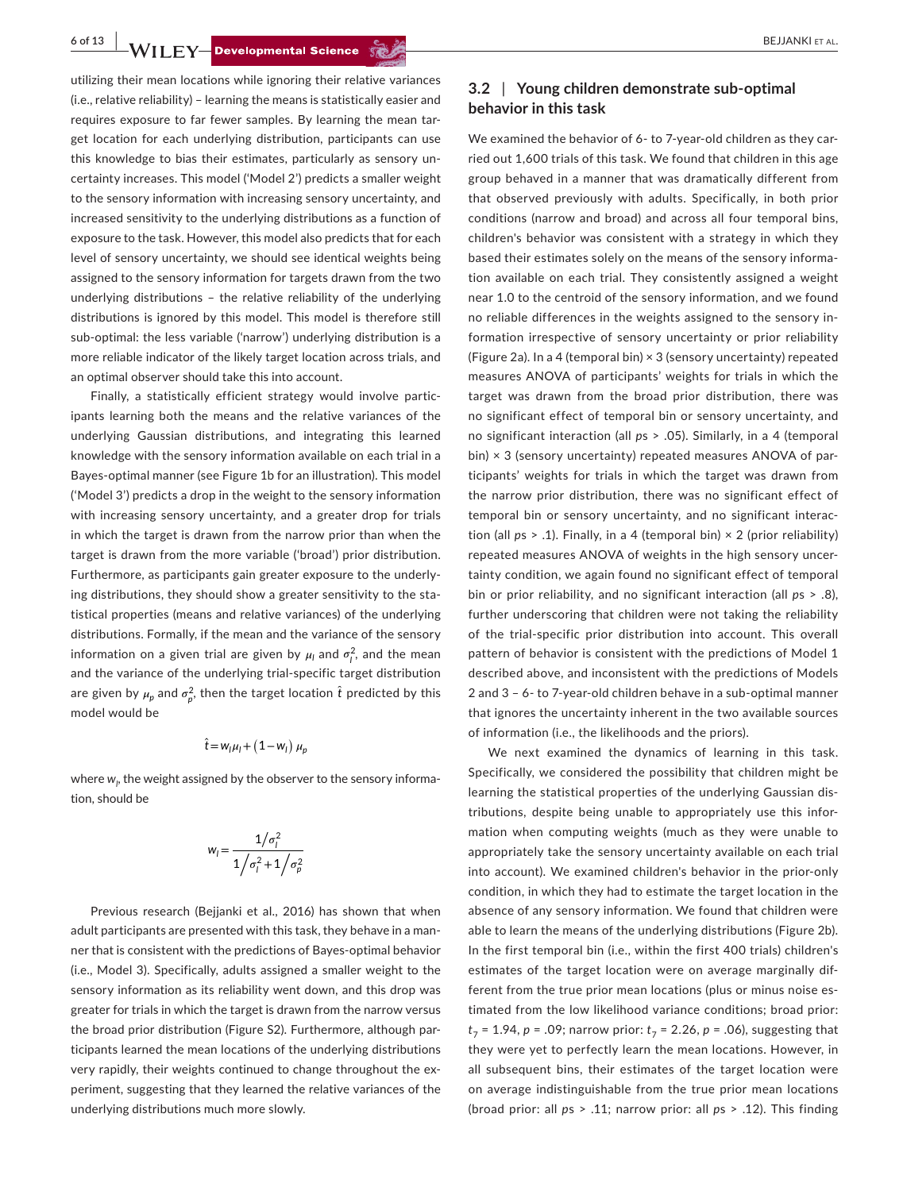utilizing their mean locations while ignoring their relative variances (i.e., relative reliability) – learning the means is statistically easier and requires exposure to far fewer samples. By learning the mean target location for each underlying distribution, participants can use this knowledge to bias their estimates, particularly as sensory uncertainty increases. This model ('Model 2') predicts a smaller weight to the sensory information with increasing sensory uncertainty, and increased sensitivity to the underlying distributions as a function of exposure to the task. However, this model also predicts that for each level of sensory uncertainty, we should see identical weights being assigned to the sensory information for targets drawn from the two underlying distributions – the relative reliability of the underlying distributions is ignored by this model. This model is therefore still sub-optimal: the less variable ('narrow') underlying distribution is a more reliable indicator of the likely target location across trials, and an optimal observer should take this into account.

Finally, a statistically efficient strategy would involve participants learning both the means and the relative variances of the underlying Gaussian distributions, and integrating this learned knowledge with the sensory information available on each trial in a Bayes-optimal manner (see Figure 1b for an illustration). This model ('Model 3') predicts a drop in the weight to the sensory information with increasing sensory uncertainty, and a greater drop for trials in which the target is drawn from the narrow prior than when the target is drawn from the more variable ('broad') prior distribution. Furthermore, as participants gain greater exposure to the underlying distributions, they should show a greater sensitivity to the statistical properties (means and relative variances) of the underlying distributions. Formally, if the mean and the variance of the sensory information on a given trial are given by $\mu_l$ and $\sigma_l^2$, and the mean and the variance of the underlying trial-specific target distribution are given by $\mu_p$ and $\sigma_p^2$, then the target location $\hat{t}$ predicted by this model would be

$$\hat{t} = w_l \mu_l + (1 - w_l)\, \mu_p$$

where $w_l$, the weight assigned by the observer to the sensory information, should be

$$w_l = \frac{1/\sigma_l^2}{1/\sigma_l^2 + 1/\sigma_p^2}$$

Previous research (Bejjanki et al., 2016) has shown that when adult participants are presented with this task, they behave in a manner that is consistent with the predictions of Bayes-optimal behavior (i.e., Model 3). Specifically, adults assigned a smaller weight to the sensory information as its reliability went down, and this drop was greater for trials in which the target is drawn from the narrow versus the broad prior distribution (Figure S2). Furthermore, although participants learned the mean locations of the underlying distributions very rapidly, their weights continued to change throughout the experiment, suggesting that they learned the relative variances of the underlying distributions much more slowly.

## 3.2 | Young children demonstrate sub-optimal behavior in this task

We examined the behavior of 6- to 7-year-old children as they carried out 1,600 trials of this task. We found that children in this age group behaved in a manner that was dramatically different from that observed previously with adults. Specifically, in both prior conditions (narrow and broad) and across all four temporal bins, children's behavior was consistent with a strategy in which they based their estimates solely on the means of the sensory information available on each trial. They consistently assigned a weight near 1.0 to the centroid of the sensory information, and we found no reliable differences in the weights assigned to the sensory information irrespective of sensory uncertainty or prior reliability (Figure 2a). In a 4 (temporal bin) × 3 (sensory uncertainty) repeated measures ANOVA of participants' weights for trials in which the target was drawn from the broad prior distribution, there was no significant effect of temporal bin or sensory uncertainty, and no significant interaction (all *p*s > .05). Similarly, in a 4 (temporal bin) × 3 (sensory uncertainty) repeated measures ANOVA of participants' weights for trials in which the target was drawn from the narrow prior distribution, there was no significant effect of temporal bin or sensory uncertainty, and no significant interaction (all *p*s > .1). Finally, in a 4 (temporal bin) × 2 (prior reliability) repeated measures ANOVA of weights in the high sensory uncertainty condition, we again found no significant effect of temporal bin or prior reliability, and no significant interaction (all *p*s > .8), further underscoring that children were not taking the reliability of the trial-specific prior distribution into account. This overall pattern of behavior is consistent with the predictions of Model 1 described above, and inconsistent with the predictions of Models 2 and 3 – 6- to 7-year-old children behave in a sub-optimal manner that ignores the uncertainty inherent in the two available sources of information (i.e., the likelihoods and the priors).

We next examined the dynamics of learning in this task. Specifically, we considered the possibility that children might be learning the statistical properties of the underlying Gaussian distributions, despite being unable to appropriately use this information when computing weights (much as they were unable to appropriately take the sensory uncertainty available on each trial into account). We examined children's behavior in the prior-only condition, in which they had to estimate the target location in the absence of any sensory information. We found that children were able to learn the means of the underlying distributions (Figure 2b). In the first temporal bin (i.e., within the first 400 trials) children's estimates of the target location were on average marginally different from the true prior mean locations (plus or minus noise estimated from the low likelihood variance conditions; broad prior: $t_7 = 1.94$, $p = .09$; narrow prior: $t_7 = 2.26$, $p = .06$), suggesting that they were yet to perfectly learn the mean locations. However, in all subsequent bins, their estimates of the target location were on average indistinguishable from the true prior mean locations (broad prior: all *p*s > .11; narrow prior: all *p*s > .12). This finding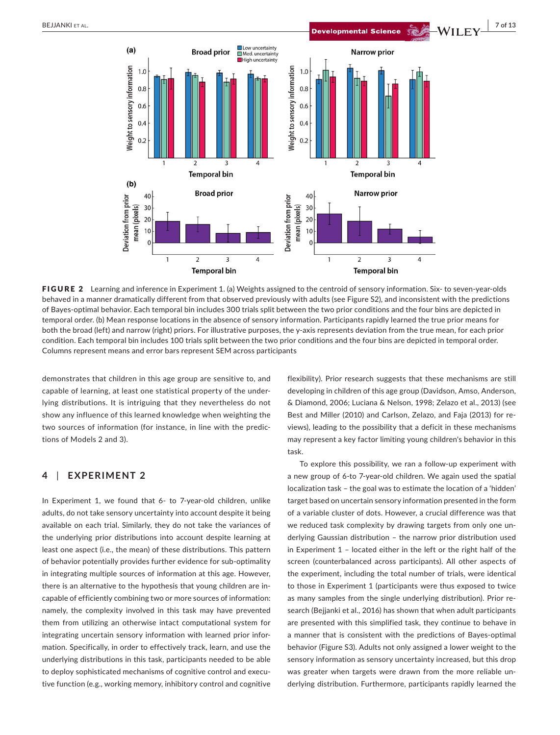**FIGURE 2** Learning and inference in Experiment 1. (a) Weights assigned to the centroid of sensory information. Six- to seven-year-olds behaved in a manner dramatically different from that observed previously with adults (see Figure S2), and inconsistent with the predictions of Bayes-optimal behavior. Each temporal bin includes 300 trials split between the two prior conditions and the four bins are depicted in temporal order. (b) Mean response locations in the absence of sensory information. Participants rapidly learned the true prior means for both the broad (left) and narrow (right) priors. For illustrative purposes, the y-axis represents deviation from the true mean, for each prior condition. Each temporal bin includes 100 trials split between the two prior conditions and the four bins are depicted in temporal order. Columns represent means and error bars represent SEM across participants

demonstrates that children in this age group are sensitive to, and capable of learning, at least one statistical property of the underlying distributions. It is intriguing that they nevertheless do not show any influence of this learned knowledge when weighting the two sources of information (for instance, in line with the predictions of Models 2 and 3).

## 4 | EXPERIMENT 2

In Experiment 1, we found that 6- to 7-year-old children, unlike adults, do not take sensory uncertainty into account despite it being available on each trial. Similarly, they do not take the variances of the underlying prior distributions into account despite learning at least one aspect (i.e., the mean) of these distributions. This pattern of behavior potentially provides further evidence for sub-optimality in integrating multiple sources of information at this age. However, there is an alternative to the hypothesis that young children are incapable of efficiently combining two or more sources of information: namely, the complexity involved in this task may have prevented them from utilizing an otherwise intact computational system for integrating uncertain sensory information with learned prior information. Specifically, in order to effectively track, learn, and use the underlying distributions in this task, participants needed to be able to deploy sophisticated mechanisms of cognitive control and executive function (e.g., working memory, inhibitory control and cognitive flexibility). Prior research suggests that these mechanisms are still developing in children of this age group (Davidson, Amso, Anderson, & Diamond, 2006; Luciana & Nelson, 1998; Zelazo et al., 2013) (see Best and Miller (2010) and Carlson, Zelazo, and Faja (2013) for reviews), leading to the possibility that a deficit in these mechanisms may represent a key factor limiting young children's behavior in this task.

To explore this possibility, we ran a follow-up experiment with a new group of 6-to 7-year-old children. We again used the spatial localization task – the goal was to estimate the location of a 'hidden' target based on uncertain sensory information presented in the form of a variable cluster of dots. However, a crucial difference was that we reduced task complexity by drawing targets from only one underlying Gaussian distribution – the narrow prior distribution used in Experiment 1 – located either in the left or the right half of the screen (counterbalanced across participants). All other aspects of the experiment, including the total number of trials, were identical to those in Experiment 1 (participants were thus exposed to twice as many samples from the single underlying distribution). Prior research (Bejjanki et al., 2016) has shown that when adult participants are presented with this simplified task, they continue to behave in a manner that is consistent with the predictions of Bayes-optimal behavior (Figure S3). Adults not only assigned a lower weight to the sensory information as sensory uncertainty increased, but this drop was greater when targets were drawn from the more reliable underlying distribution. Furthermore, participants rapidly learned the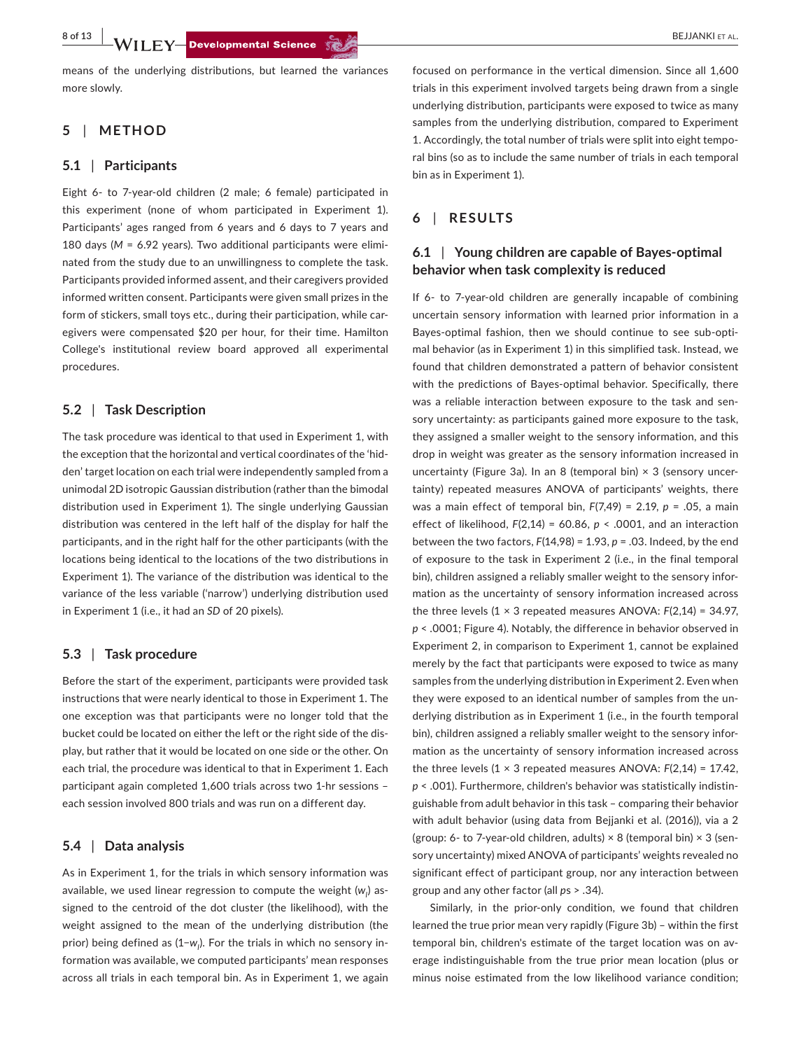means of the underlying distributions, but learned the variances more slowly.

## 5 | METHOD

### 5.1 | Participants

Eight 6- to 7-year-old children (2 male; 6 female) participated in this experiment (none of whom participated in Experiment 1). Participants' ages ranged from 6 years and 6 days to 7 years and 180 days ($M$ = 6.92 years). Two additional participants were eliminated from the study due to an unwillingness to complete the task. Participants provided informed assent, and their caregivers provided informed written consent. Participants were given small prizes in the form of stickers, small toys etc., during their participation, while caregivers were compensated $20 per hour, for their time. Hamilton College's institutional review board approved all experimental procedures.

### 5.2 | Task Description

The task procedure was identical to that used in Experiment 1, with the exception that the horizontal and vertical coordinates of the 'hidden' target location on each trial were independently sampled from a unimodal 2D isotropic Gaussian distribution (rather than the bimodal distribution used in Experiment 1). The single underlying Gaussian distribution was centered in the left half of the display for half the participants, and in the right half for the other participants (with the locations being identical to the locations of the two distributions in Experiment 1). The variance of the distribution was identical to the variance of the less variable ('narrow') underlying distribution used in Experiment 1 (i.e., it had an $SD$ of 20 pixels).

### 5.3 | Task procedure

Before the start of the experiment, participants were provided task instructions that were nearly identical to those in Experiment 1. The one exception was that participants were no longer told that the bucket could be located on either the left or the right side of the display, but rather that it would be located on one side or the other. On each trial, the procedure was identical to that in Experiment 1. Each participant again completed 1,600 trials across two 1-hr sessions – each session involved 800 trials and was run on a different day.

### 5.4 | Data analysis

As in Experiment 1, for the trials in which sensory information was available, we used linear regression to compute the weight ($w_l$) assigned to the centroid of the dot cluster (the likelihood), with the weight assigned to the mean of the underlying distribution (the prior) being defined as ($1-w_l$). For the trials in which no sensory information was available, we computed participants' mean responses across all trials in each temporal bin. As in Experiment 1, we again focused on performance in the vertical dimension. Since all 1,600 trials in this experiment involved targets being drawn from a single underlying distribution, participants were exposed to twice as many samples from the underlying distribution, compared to Experiment 1. Accordingly, the total number of trials were split into eight temporal bins (so as to include the same number of trials in each temporal bin as in Experiment 1).

## 6 | RESULTS

### 6.1 | Young children are capable of Bayes-optimal behavior when task complexity is reduced

If 6- to 7-year-old children are generally incapable of combining uncertain sensory information with learned prior information in a Bayes-optimal fashion, then we should continue to see sub-optimal behavior (as in Experiment 1) in this simplified task. Instead, we found that children demonstrated a pattern of behavior consistent with the predictions of Bayes-optimal behavior. Specifically, there was a reliable interaction between exposure to the task and sensory uncertainty: as participants gained more exposure to the task, they assigned a smaller weight to the sensory information, and this drop in weight was greater as the sensory information increased in uncertainty (Figure 3a). In an 8 (temporal bin) × 3 (sensory uncertainty) repeated measures ANOVA of participants' weights, there was a main effect of temporal bin, $F(7,49) = 2.19$, $p = .05$, a main effect of likelihood, $F(2,14) = 60.86$, $p < .0001$, and an interaction between the two factors, $F(14,98) = 1.93$, $p = .03$. Indeed, by the end of exposure to the task in Experiment 2 (i.e., in the final temporal bin), children assigned a reliably smaller weight to the sensory information as the uncertainty of sensory information increased across the three levels (1 × 3 repeated measures ANOVA: $F(2,14) = 34.97$, $p < .0001$; Figure 4). Notably, the difference in behavior observed in Experiment 2, in comparison to Experiment 1, cannot be explained merely by the fact that participants were exposed to twice as many samples from the underlying distribution in Experiment 2. Even when they were exposed to an identical number of samples from the underlying distribution as in Experiment 1 (i.e., in the fourth temporal bin), children assigned a reliably smaller weight to the sensory information as the uncertainty of sensory information increased across the three levels (1 × 3 repeated measures ANOVA: $F(2,14) = 17.42$, $p < .001$). Furthermore, children's behavior was statistically indistinguishable from adult behavior in this task – comparing their behavior with adult behavior (using data from Bejjanki et al. (2016)), via a 2 (group: 6- to 7-year-old children, adults) × 8 (temporal bin) × 3 (sensory uncertainty) mixed ANOVA of participants' weights revealed no significant effect of participant group, nor any interaction between group and any other factor (all $ps > .34$).

Similarly, in the prior-only condition, we found that children learned the true prior mean very rapidly (Figure 3b) – within the first temporal bin, children's estimate of the target location was on average indistinguishable from the true prior mean location (plus or minus noise estimated from the low likelihood variance condition;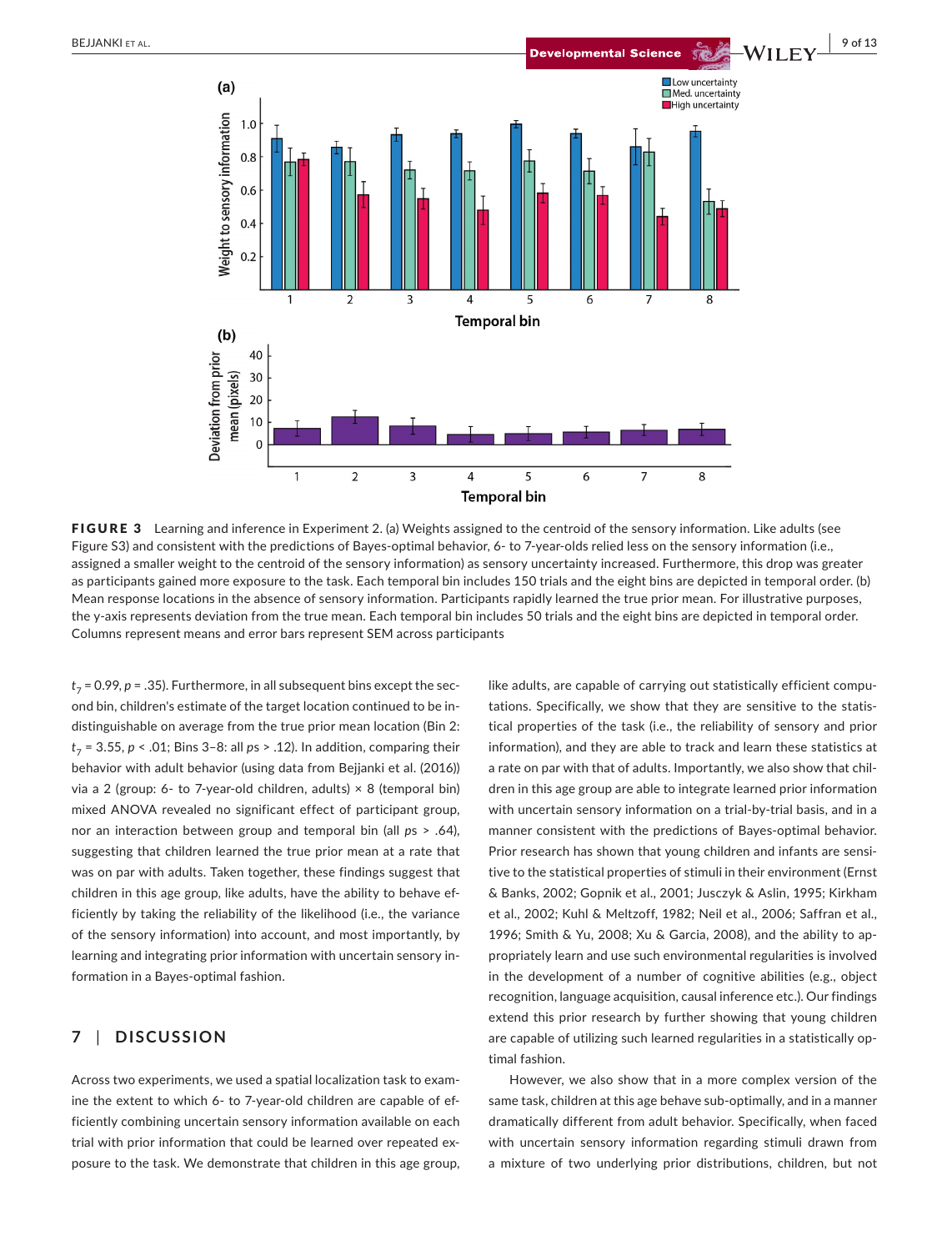FIGURE 3 Learning and inference in Experiment 2. (a) Weights assigned to the centroid of the sensory information. Like adults (see Figure S3) and consistent with the predictions of Bayes-optimal behavior, 6- to 7-year-olds relied less on the sensory information (i.e., assigned a smaller weight to the centroid of the sensory information) as sensory uncertainty increased. Furthermore, this drop was greater as participants gained more exposure to the task. Each temporal bin includes 150 trials and the eight bins are depicted in temporal order. (b) Mean response locations in the absence of sensory information. Participants rapidly learned the true prior mean. For illustrative purposes, the y-axis represents deviation from the true mean. Each temporal bin includes 50 trials and the eight bins are depicted in temporal order. Columns represent means and error bars represent SEM across participants

$t_7 = 0.99$, $p = .35$). Furthermore, in all subsequent bins except the second bin, children's estimate of the target location continued to be indistinguishable on average from the true prior mean location (Bin 2: $t_7 = 3.55$, $p < .01$; Bins 3–8: all $ps > .12$). In addition, comparing their behavior with adult behavior (using data from Bejjanki et al. (2016)) via a 2 (group: 6- to 7-year-old children, adults) × 8 (temporal bin) mixed ANOVA revealed no significant effect of participant group, nor an interaction between group and temporal bin (all $ps > .64$), suggesting that children learned the true prior mean at a rate that was on par with adults. Taken together, these findings suggest that children in this age group, like adults, have the ability to behave efficiently by taking the reliability of the likelihood (i.e., the variance of the sensory information) into account, and most importantly, by learning and integrating prior information with uncertain sensory information in a Bayes-optimal fashion.

## 7 | DISCUSSION

Across two experiments, we used a spatial localization task to examine the extent to which 6- to 7-year-old children are capable of efficiently combining uncertain sensory information available on each trial with prior information that could be learned over repeated exposure to the task. We demonstrate that children in this age group, like adults, are capable of carrying out statistically efficient computations. Specifically, we show that they are sensitive to the statistical properties of the task (i.e., the reliability of sensory and prior information), and they are able to track and learn these statistics at a rate on par with that of adults. Importantly, we also show that children in this age group are able to integrate learned prior information with uncertain sensory information on a trial-by-trial basis, and in a manner consistent with the predictions of Bayes-optimal behavior. Prior research has shown that young children and infants are sensitive to the statistical properties of stimuli in their environment (Ernst & Banks, 2002; Gopnik et al., 2001; Jusczyk & Aslin, 1995; Kirkham et al., 2002; Kuhl & Meltzoff, 1982; Neil et al., 2006; Saffran et al., 1996; Smith & Yu, 2008; Xu & Garcia, 2008), and the ability to appropriately learn and use such environmental regularities is involved in the development of a number of cognitive abilities (e.g., object recognition, language acquisition, causal inference etc.). Our findings extend this prior research by further showing that young children are capable of utilizing such learned regularities in a statistically optimal fashion.

However, we also show that in a more complex version of the same task, children at this age behave sub-optimally, and in a manner dramatically different from adult behavior. Specifically, when faced with uncertain sensory information regarding stimuli drawn from a mixture of two underlying prior distributions, children, but not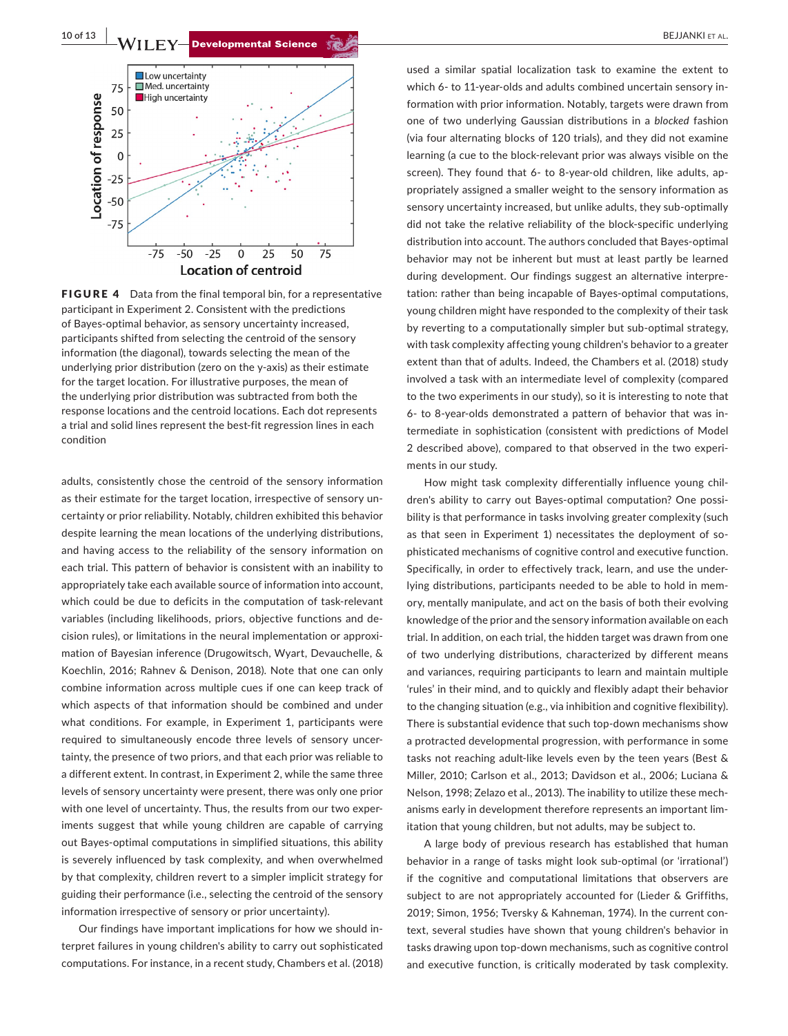**FIGURE 4** Data from the final temporal bin, for a representative participant in Experiment 2. Consistent with the predictions of Bayes-optimal behavior, as sensory uncertainty increased, participants shifted from selecting the centroid of the sensory information (the diagonal), towards selecting the mean of the underlying prior distribution (zero on the y-axis) as their estimate for the target location. For illustrative purposes, the mean of the underlying prior distribution was subtracted from both the response locations and the centroid locations. Each dot represents a trial and solid lines represent the best-fit regression lines in each condition

adults, consistently chose the centroid of the sensory information as their estimate for the target location, irrespective of sensory uncertainty or prior reliability. Notably, children exhibited this behavior despite learning the mean locations of the underlying distributions, and having access to the reliability of the sensory information on each trial. This pattern of behavior is consistent with an inability to appropriately take each available source of information into account, which could be due to deficits in the computation of task-relevant variables (including likelihoods, priors, objective functions and decision rules), or limitations in the neural implementation or approximation of Bayesian inference (Drugowitsch, Wyart, Devauchelle, & Koechlin, 2016; Rahnev & Denison, 2018). Note that one can only combine information across multiple cues if one can keep track of which aspects of that information should be combined and under what conditions. For example, in Experiment 1, participants were required to simultaneously encode three levels of sensory uncertainty, the presence of two priors, and that each prior was reliable to a different extent. In contrast, in Experiment 2, while the same three levels of sensory uncertainty were present, there was only one prior with one level of uncertainty. Thus, the results from our two experiments suggest that while young children are capable of carrying out Bayes-optimal computations in simplified situations, this ability is severely influenced by task complexity, and when overwhelmed by that complexity, children revert to a simpler implicit strategy for guiding their performance (i.e., selecting the centroid of the sensory information irrespective of sensory or prior uncertainty).

Our findings have important implications for how we should interpret failures in young children's ability to carry out sophisticated computations. For instance, in a recent study, Chambers et al. (2018) used a similar spatial localization task to examine the extent to which 6- to 11-year-olds and adults combined uncertain sensory information with prior information. Notably, targets were drawn from one of two underlying Gaussian distributions in a *blocked* fashion (via four alternating blocks of 120 trials), and they did not examine learning (a cue to the block-relevant prior was always visible on the screen). They found that 6- to 8-year-old children, like adults, appropriately assigned a smaller weight to the sensory information as sensory uncertainty increased, but unlike adults, they sub-optimally did not take the relative reliability of the block-specific underlying distribution into account. The authors concluded that Bayes-optimal behavior may not be inherent but must at least partly be learned during development. Our findings suggest an alternative interpretation: rather than being incapable of Bayes-optimal computations, young children might have responded to the complexity of their task by reverting to a computationally simpler but sub-optimal strategy, with task complexity affecting young children's behavior to a greater extent than that of adults. Indeed, the Chambers et al. (2018) study involved a task with an intermediate level of complexity (compared to the two experiments in our study), so it is interesting to note that 6- to 8-year-olds demonstrated a pattern of behavior that was intermediate in sophistication (consistent with predictions of Model 2 described above), compared to that observed in the two experiments in our study.

How might task complexity differentially influence young children's ability to carry out Bayes-optimal computation? One possibility is that performance in tasks involving greater complexity (such as that seen in Experiment 1) necessitates the deployment of sophisticated mechanisms of cognitive control and executive function. Specifically, in order to effectively track, learn, and use the underlying distributions, participants needed to be able to hold in memory, mentally manipulate, and act on the basis of both their evolving knowledge of the prior and the sensory information available on each trial. In addition, on each trial, the hidden target was drawn from one of two underlying distributions, characterized by different means and variances, requiring participants to learn and maintain multiple 'rules' in their mind, and to quickly and flexibly adapt their behavior to the changing situation (e.g., via inhibition and cognitive flexibility). There is substantial evidence that such top-down mechanisms show a protracted developmental progression, with performance in some tasks not reaching adult-like levels even by the teen years (Best & Miller, 2010; Carlson et al., 2013; Davidson et al., 2006; Luciana & Nelson, 1998; Zelazo et al., 2013). The inability to utilize these mechanisms early in development therefore represents an important limitation that young children, but not adults, may be subject to.

A large body of previous research has established that human behavior in a range of tasks might look sub-optimal (or 'irrational') if the cognitive and computational limitations that observers are subject to are not appropriately accounted for (Lieder & Griffiths, 2019; Simon, 1956; Tversky & Kahneman, 1974). In the current context, several studies have shown that young children's behavior in tasks drawing upon top-down mechanisms, such as cognitive control and executive function, is critically moderated by task complexity.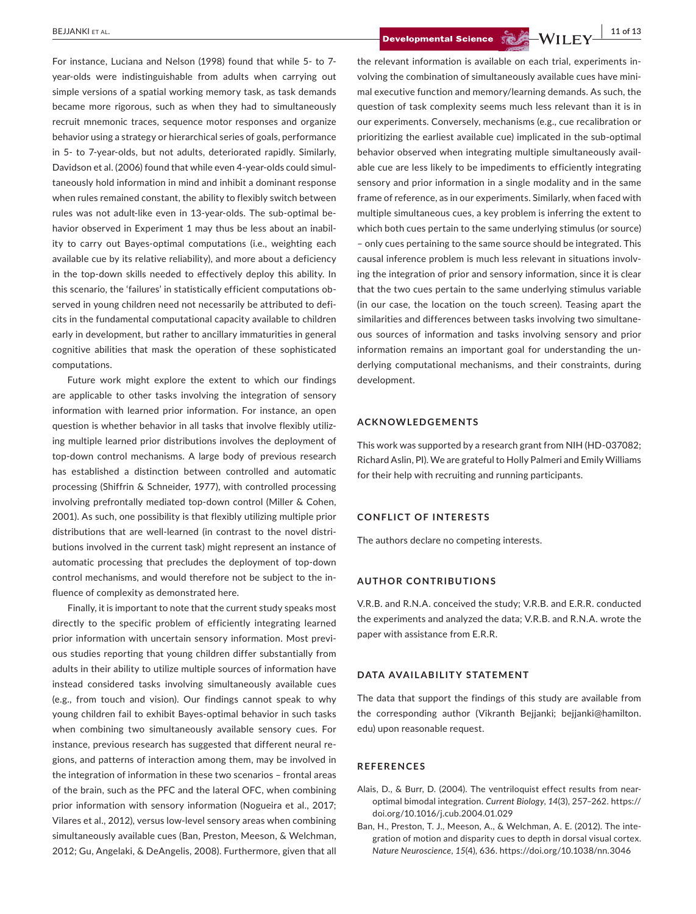For instance, Luciana and Nelson (1998) found that while 5- to 7-year-olds were indistinguishable from adults when carrying out simple versions of a spatial working memory task, as task demands became more rigorous, such as when they had to simultaneously recruit mnemonic traces, sequence motor responses and organize behavior using a strategy or hierarchical series of goals, performance in 5- to 7-year-olds, but not adults, deteriorated rapidly. Similarly, Davidson et al. (2006) found that while even 4-year-olds could simultaneously hold information in mind and inhibit a dominant response when rules remained constant, the ability to flexibly switch between rules was not adult-like even in 13-year-olds. The sub-optimal behavior observed in Experiment 1 may thus be less about an inability to carry out Bayes-optimal computations (i.e., weighting each available cue by its relative reliability), and more about a deficiency in the top-down skills needed to effectively deploy this ability. In this scenario, the 'failures' in statistically efficient computations observed in young children need not necessarily be attributed to deficits in the fundamental computational capacity available to children early in development, but rather to ancillary immaturities in general cognitive abilities that mask the operation of these sophisticated computations.

Future work might explore the extent to which our findings are applicable to other tasks involving the integration of sensory information with learned prior information. For instance, an open question is whether behavior in all tasks that involve flexibly utilizing multiple learned prior distributions involves the deployment of top-down control mechanisms. A large body of previous research has established a distinction between controlled and automatic processing (Shiffrin & Schneider, 1977), with controlled processing involving prefrontally mediated top-down control (Miller & Cohen, 2001). As such, one possibility is that flexibly utilizing multiple prior distributions that are well-learned (in contrast to the novel distributions involved in the current task) might represent an instance of automatic processing that precludes the deployment of top-down control mechanisms, and would therefore not be subject to the influence of complexity as demonstrated here.

Finally, it is important to note that the current study speaks most directly to the specific problem of efficiently integrating learned prior information with uncertain sensory information. Most previous studies reporting that young children differ substantially from adults in their ability to utilize multiple sources of information have instead considered tasks involving simultaneously available cues (e.g., from touch and vision). Our findings cannot speak to why young children fail to exhibit Bayes-optimal behavior in such tasks when combining two simultaneously available sensory cues. For instance, previous research has suggested that different neural regions, and patterns of interaction among them, may be involved in the integration of information in these two scenarios – frontal areas of the brain, such as the PFC and the lateral OFC, when combining prior information with sensory information (Nogueira et al., 2017; Vilares et al., 2012), versus low-level sensory areas when combining simultaneously available cues (Ban, Preston, Meeson, & Welchman, 2012; Gu, Angelaki, & DeAngelis, 2008). Furthermore, given that all the relevant information is available on each trial, experiments involving the combination of simultaneously available cues have minimal executive function and memory/learning demands. As such, the question of task complexity seems much less relevant than it is in our experiments. Conversely, mechanisms (e.g., cue recalibration or prioritizing the earliest available cue) implicated in the sub-optimal behavior observed when integrating multiple simultaneously available cue are less likely to be impediments to efficiently integrating sensory and prior information in a single modality and in the same frame of reference, as in our experiments. Similarly, when faced with multiple simultaneous cues, a key problem is inferring the extent to which both cues pertain to the same underlying stimulus (or source) – only cues pertaining to the same source should be integrated. This causal inference problem is much less relevant in situations involving the integration of prior and sensory information, since it is clear that the two cues pertain to the same underlying stimulus variable (in our case, the location on the touch screen). Teasing apart the similarities and differences between tasks involving two simultaneous sources of information and tasks involving sensory and prior information remains an important goal for understanding the underlying computational mechanisms, and their constraints, during development.

## ACKNOWLEDGEMENTS

This work was supported by a research grant from NIH (HD-037082; Richard Aslin, PI). We are grateful to Holly Palmeri and Emily Williams for their help with recruiting and running participants.

## CONFLICT OF INTERESTS

The authors declare no competing interests.

## AUTHOR CONTRIBUTIONS

V.R.B. and R.N.A. conceived the study; V.R.B. and E.R.R. conducted the experiments and analyzed the data; V.R.B. and R.N.A. wrote the paper with assistance from E.R.R.

## DATA AVAILABILITY STATEMENT

The data that support the findings of this study are available from the corresponding author (Vikranth Bejjanki; bejjanki@hamilton.edu) upon reasonable request.

## REFERENCES

Alais, D., & Burr, D. (2004). The ventriloquist effect results from near-optimal bimodal integration. *Current Biology*, *14*(3), 257–262. https://doi.org/10.1016/j.cub.2004.01.029

Ban, H., Preston, T. J., Meeson, A., & Welchman, A. E. (2012). The integration of motion and disparity cues to depth in dorsal visual cortex. *Nature Neuroscience*, *15*(4), 636. https://doi.org/10.1038/nn.3046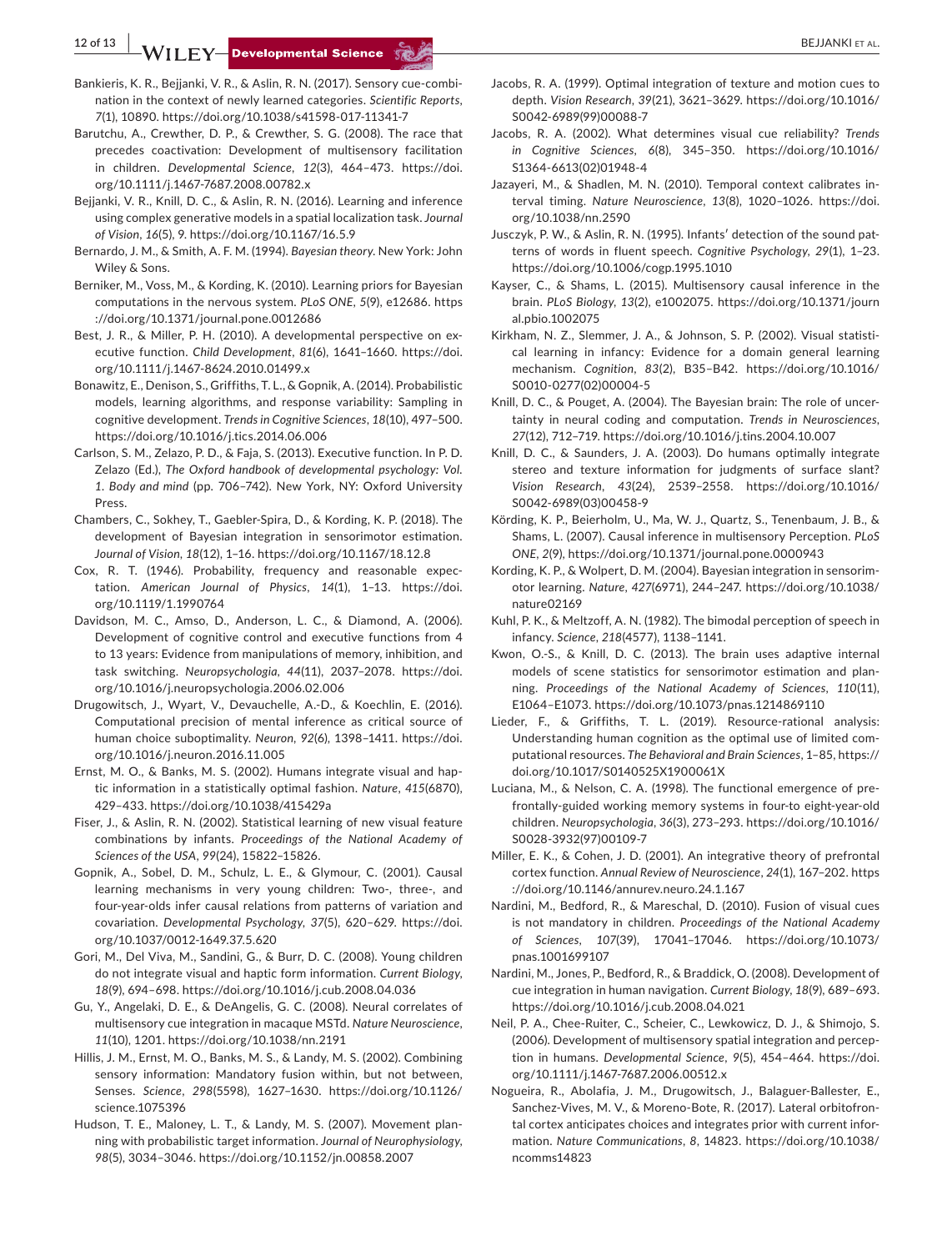Bankieris, K. R., Bejjanki, V. R., & Aslin, R. N. (2017). Sensory cue-combination in the context of newly learned categories. *Scientific Reports*, *7*(1), 10890. https://doi.org/10.1038/s41598-017-11341-7

Barutchu, A., Crewther, D. P., & Crewther, S. G. (2008). The race that precedes coactivation: Development of multisensory facilitation in children. *Developmental Science*, *12*(3), 464–473. https://doi.org/10.1111/j.1467-7687.2008.00782.x

Bejjanki, V. R., Knill, D. C., & Aslin, R. N. (2016). Learning and inference using complex generative models in a spatial localization task. *Journal of Vision*, *16*(5), 9. https://doi.org/10.1167/16.5.9

Bernardo, J. M., & Smith, A. F. M. (1994). *Bayesian theory*. New York: John Wiley & Sons.

Berniker, M., Voss, M., & Kording, K. (2010). Learning priors for Bayesian computations in the nervous system. *PLoS ONE*, *5*(9), e12686. https://doi.org/10.1371/journal.pone.0012686

Best, J. R., & Miller, P. H. (2010). A developmental perspective on executive function. *Child Development*, *81*(6), 1641–1660. https://doi.org/10.1111/j.1467-8624.2010.01499.x

Bonawitz, E., Denison, S., Griffiths, T. L., & Gopnik, A. (2014). Probabilistic models, learning algorithms, and response variability: Sampling in cognitive development. *Trends in Cognitive Sciences*, *18*(10), 497–500. https://doi.org/10.1016/j.tics.2014.06.006

Carlson, S. M., Zelazo, P. D., & Faja, S. (2013). Executive function. In P. D. Zelazo (Ed.), *The Oxford handbook of developmental psychology: Vol. 1. Body and mind* (pp. 706–742). New York, NY: Oxford University Press.

Chambers, C., Sokhey, T., Gaebler-Spira, D., & Kording, K. P. (2018). The development of Bayesian integration in sensorimotor estimation. *Journal of Vision*, *18*(12), 1–16. https://doi.org/10.1167/18.12.8

Cox, R. T. (1946). Probability, frequency and reasonable expectation. *American Journal of Physics*, *14*(1), 1–13. https://doi.org/10.1119/1.1990764

Davidson, M. C., Amso, D., Anderson, L. C., & Diamond, A. (2006). Development of cognitive control and executive functions from 4 to 13 years: Evidence from manipulations of memory, inhibition, and task switching. *Neuropsychologia*, *44*(11), 2037–2078. https://doi.org/10.1016/j.neuropsychologia.2006.02.006

Drugowitsch, J., Wyart, V., Devauchelle, A.-D., & Koechlin, E. (2016). Computational precision of mental inference as critical source of human choice suboptimality. *Neuron*, *92*(6), 1398–1411. https://doi.org/10.1016/j.neuron.2016.11.005

Ernst, M. O., & Banks, M. S. (2002). Humans integrate visual and haptic information in a statistically optimal fashion. *Nature*, *415*(6870), 429–433. https://doi.org/10.1038/415429a

Fiser, J., & Aslin, R. N. (2002). Statistical learning of new visual feature combinations by infants. *Proceedings of the National Academy of Sciences of the USA*, *99*(24), 15822–15826.

Gopnik, A., Sobel, D. M., Schulz, L. E., & Glymour, C. (2001). Causal learning mechanisms in very young children: Two-, three-, and four-year-olds infer causal relations from patterns of variation and covariation. *Developmental Psychology*, *37*(5), 620–629. https://doi.org/10.1037/0012-1649.37.5.620

Gori, M., Del Viva, M., Sandini, G., & Burr, D. C. (2008). Young children do not integrate visual and haptic form information. *Current Biology*, *18*(9), 694–698. https://doi.org/10.1016/j.cub.2008.04.036

Gu, Y., Angelaki, D. E., & DeAngelis, G. C. (2008). Neural correlates of multisensory cue integration in macaque MSTd. *Nature Neuroscience*, *11*(10), 1201. https://doi.org/10.1038/nn.2191

Hillis, J. M., Ernst, M. O., Banks, M. S., & Landy, M. S. (2002). Combining sensory information: Mandatory fusion within, but not between, Senses. *Science*, *298*(5598), 1627–1630. https://doi.org/10.1126/science.1075396

Hudson, T. E., Maloney, L. T., & Landy, M. S. (2007). Movement planning with probabilistic target information. *Journal of Neurophysiology*, *98*(5), 3034–3046. https://doi.org/10.1152/jn.00858.2007

Jacobs, R. A. (1999). Optimal integration of texture and motion cues to depth. *Vision Research*, *39*(21), 3621–3629. https://doi.org/10.1016/S0042-6989(99)00088-7

Jacobs, R. A. (2002). What determines visual cue reliability? *Trends in Cognitive Sciences*, *6*(8), 345–350. https://doi.org/10.1016/S1364-6613(02)01948-4

Jazayeri, M., & Shadlen, M. N. (2010). Temporal context calibrates interval timing. *Nature Neuroscience*, *13*(8), 1020–1026. https://doi.org/10.1038/nn.2590

Jusczyk, P. W., & Aslin, R. N. (1995). Infants′ detection of the sound patterns of words in fluent speech. *Cognitive Psychology*, *29*(1), 1–23. https://doi.org/10.1006/cogp.1995.1010

Kayser, C., & Shams, L. (2015). Multisensory causal inference in the brain. *PLoS Biology*, *13*(2), e1002075. https://doi.org/10.1371/journal.pbio.1002075

Kirkham, N. Z., Slemmer, J. A., & Johnson, S. P. (2002). Visual statistical learning in infancy: Evidence for a domain general learning mechanism. *Cognition*, *83*(2), B35–B42. https://doi.org/10.1016/S0010-0277(02)00004-5

Knill, D. C., & Pouget, A. (2004). The Bayesian brain: The role of uncertainty in neural coding and computation. *Trends in Neurosciences*, *27*(12), 712–719. https://doi.org/10.1016/j.tins.2004.10.007

Knill, D. C., & Saunders, J. A. (2003). Do humans optimally integrate stereo and texture information for judgments of surface slant? *Vision Research*, *43*(24), 2539–2558. https://doi.org/10.1016/S0042-6989(03)00458-9

Körding, K. P., Beierholm, U., Ma, W. J., Quartz, S., Tenenbaum, J. B., & Shams, L. (2007). Causal inference in multisensory Perception. *PLoS ONE*, *2*(9), https://doi.org/10.1371/journal.pone.0000943

Kording, K. P., & Wolpert, D. M. (2004). Bayesian integration in sensorimotor learning. *Nature*, *427*(6971), 244–247. https://doi.org/10.1038/nature02169

Kuhl, P. K., & Meltzoff, A. N. (1982). The bimodal perception of speech in infancy. *Science*, *218*(4577), 1138–1141.

Kwon, O.-S., & Knill, D. C. (2013). The brain uses adaptive internal models of scene statistics for sensorimotor estimation and planning. *Proceedings of the National Academy of Sciences*, *110*(11), E1064–E1073. https://doi.org/10.1073/pnas.1214869110

Lieder, F., & Griffiths, T. L. (2019). Resource-rational analysis: Understanding human cognition as the optimal use of limited computational resources. *The Behavioral and Brain Sciences*, 1–85, https://doi.org/10.1017/S0140525X1900061X

Luciana, M., & Nelson, C. A. (1998). The functional emergence of prefrontally-guided working memory systems in four-to eight-year-old children. *Neuropsychologia*, *36*(3), 273–293. https://doi.org/10.1016/S0028-3932(97)00109-7

Miller, E. K., & Cohen, J. D. (2001). An integrative theory of prefrontal cortex function. *Annual Review of Neuroscience*, *24*(1), 167–202. https://doi.org/10.1146/annurev.neuro.24.1.167

Nardini, M., Bedford, R., & Mareschal, D. (2010). Fusion of visual cues is not mandatory in children. *Proceedings of the National Academy of Sciences*, *107*(39), 17041–17046. https://doi.org/10.1073/pnas.1001699107

Nardini, M., Jones, P., Bedford, R., & Braddick, O. (2008). Development of cue integration in human navigation. *Current Biology*, *18*(9), 689–693. https://doi.org/10.1016/j.cub.2008.04.021

Neil, P. A., Chee-Ruiter, C., Scheier, C., Lewkowicz, D. J., & Shimojo, S. (2006). Development of multisensory spatial integration and perception in humans. *Developmental Science*, *9*(5), 454–464. https://doi.org/10.1111/j.1467-7687.2006.00512.x

Nogueira, R., Abolafia, J. M., Drugowitsch, J., Balaguer-Ballester, E., Sanchez-Vives, M. V., & Moreno-Bote, R. (2017). Lateral orbitofrontal cortex anticipates choices and integrates prior with current information. *Nature Communications*, *8*, 14823. https://doi.org/10.1038/ncomms14823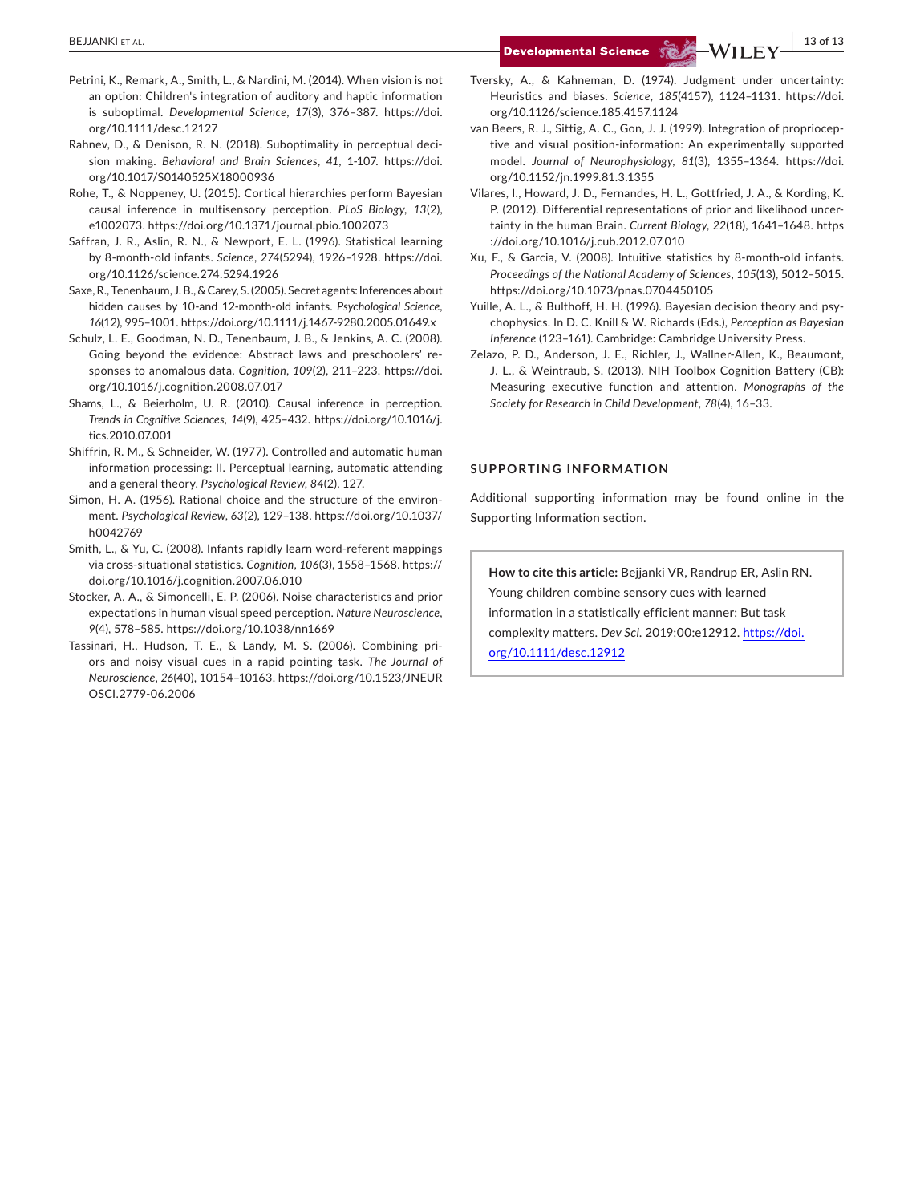Petrini, K., Remark, A., Smith, L., & Nardini, M. (2014). When vision is not an option: Children's integration of auditory and haptic information is suboptimal. *Developmental Science*, *17*(3), 376–387. https://doi.org/10.1111/desc.12127

Rahnev, D., & Denison, R. N. (2018). Suboptimality in perceptual decision making. *Behavioral and Brain Sciences*, *41*, 1-107. https://doi.org/10.1017/S0140525X18000936

Rohe, T., & Noppeney, U. (2015). Cortical hierarchies perform Bayesian causal inference in multisensory perception. *PLoS Biology*, *13*(2), e1002073. https://doi.org/10.1371/journal.pbio.1002073

Saffran, J. R., Aslin, R. N., & Newport, E. L. (1996). Statistical learning by 8-month-old infants. *Science*, *274*(5294), 1926–1928. https://doi.org/10.1126/science.274.5294.1926

Saxe, R., Tenenbaum, J. B., & Carey, S. (2005). Secret agents: Inferences about hidden causes by 10-and 12-month-old infants. *Psychological Science*, *16*(12), 995–1001. https://doi.org/10.1111/j.1467-9280.2005.01649.x

Schulz, L. E., Goodman, N. D., Tenenbaum, J. B., & Jenkins, A. C. (2008). Going beyond the evidence: Abstract laws and preschoolers' responses to anomalous data. *Cognition*, *109*(2), 211–223. https://doi.org/10.1016/j.cognition.2008.07.017

Shams, L., & Beierholm, U. R. (2010). Causal inference in perception. *Trends in Cognitive Sciences*, *14*(9), 425–432. https://doi.org/10.1016/j.tics.2010.07.001

Shiffrin, R. M., & Schneider, W. (1977). Controlled and automatic human information processing: II. Perceptual learning, automatic attending and a general theory. *Psychological Review*, *84*(2), 127.

Simon, H. A. (1956). Rational choice and the structure of the environment. *Psychological Review*, *63*(2), 129–138. https://doi.org/10.1037/h0042769

Smith, L., & Yu, C. (2008). Infants rapidly learn word-referent mappings via cross-situational statistics. *Cognition*, *106*(3), 1558–1568. https://doi.org/10.1016/j.cognition.2007.06.010

Stocker, A. A., & Simoncelli, E. P. (2006). Noise characteristics and prior expectations in human visual speed perception. *Nature Neuroscience*, *9*(4), 578–585. https://doi.org/10.1038/nn1669

Tassinari, H., Hudson, T. E., & Landy, M. S. (2006). Combining priors and noisy visual cues in a rapid pointing task. *The Journal of Neuroscience*, *26*(40), 10154–10163. https://doi.org/10.1523/JNEUROSCI.2779-06.2006

Tversky, A., & Kahneman, D. (1974). Judgment under uncertainty: Heuristics and biases. *Science*, *185*(4157), 1124–1131. https://doi.org/10.1126/science.185.4157.1124

van Beers, R. J., Sittig, A. C., Gon, J. J. (1999). Integration of proprioceptive and visual position-information: An experimentally supported model. *Journal of Neurophysiology*, *81*(3), 1355–1364. https://doi.org/10.1152/jn.1999.81.3.1355

Vilares, I., Howard, J. D., Fernandes, H. L., Gottfried, J. A., & Kording, K. P. (2012). Differential representations of prior and likelihood uncertainty in the human Brain. *Current Biology*, *22*(18), 1641–1648. https://doi.org/10.1016/j.cub.2012.07.010

Xu, F., & Garcia, V. (2008). Intuitive statistics by 8-month-old infants. *Proceedings of the National Academy of Sciences*, *105*(13), 5012–5015. https://doi.org/10.1073/pnas.0704450105

Yuille, A. L., & Bulthoff, H. H. (1996). Bayesian decision theory and psychophysics. In D. C. Knill & W. Richards (Eds.), *Perception as Bayesian Inference* (123–161). Cambridge: Cambridge University Press.

Zelazo, P. D., Anderson, J. E., Richler, J., Wallner-Allen, K., Beaumont, J. L., & Weintraub, S. (2013). NIH Toolbox Cognition Battery (CB): Measuring executive function and attention. *Monographs of the Society for Research in Child Development*, *78*(4), 16–33.

## SUPPORTING INFORMATION

Additional supporting information may be found online in the Supporting Information section.

**How to cite this article:** Bejjanki VR, Randrup ER, Aslin RN. Young children combine sensory cues with learned information in a statistically efficient manner: But task complexity matters. *Dev Sci*. 2019;00:e12912. https://doi.org/10.1111/desc.12912